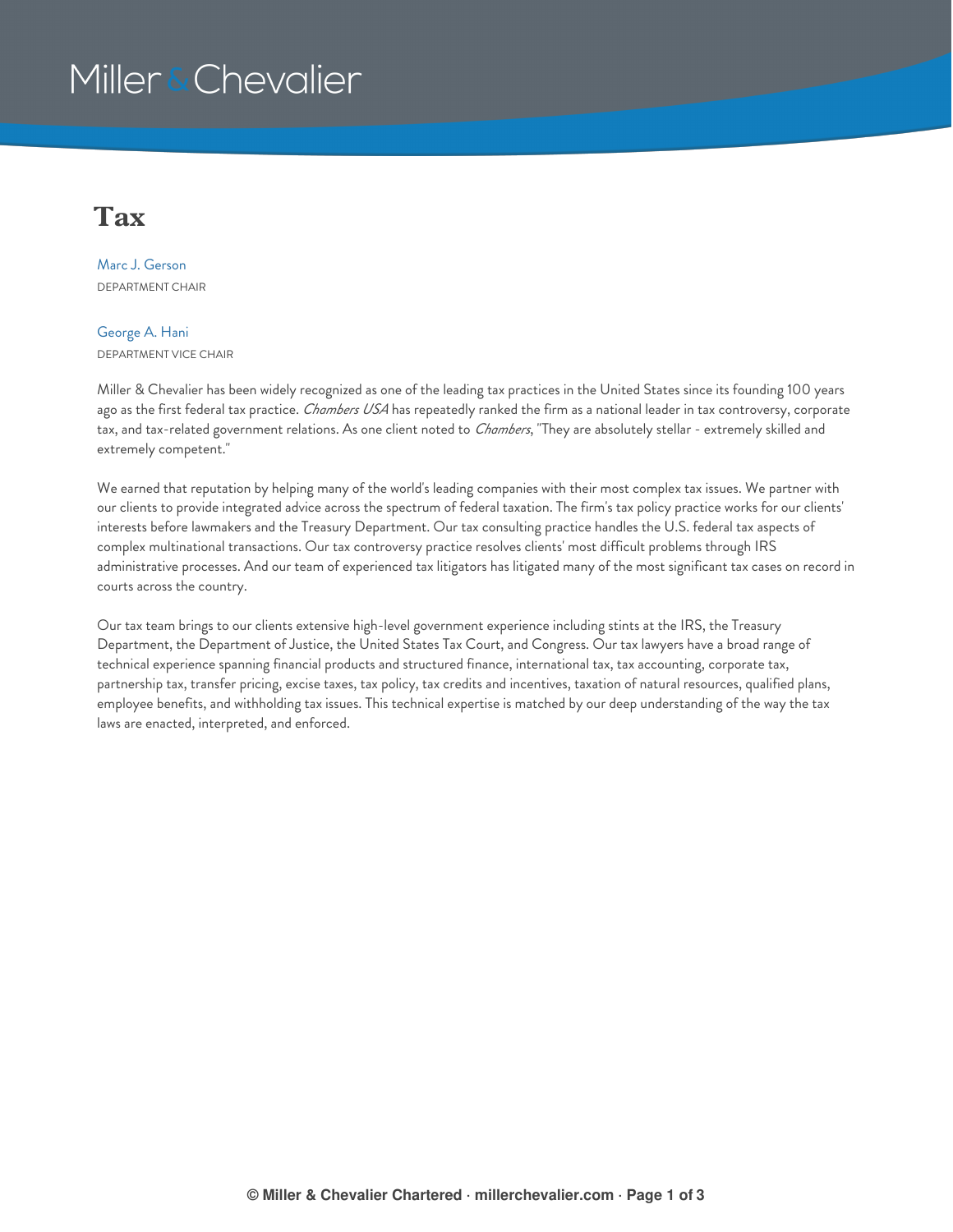Miller & Chevalier

# Tax

Marc J. Gerson
DEPARTMENT CHAIR

George A. Hani
DEPARTMENT VICE CHAIR

Miller & Chevalier has been widely recognized as one of the leading tax practices in the United States since its founding 100 years ago as the first federal tax practice. *Chambers USA* has repeatedly ranked the firm as a national leader in tax controversy, corporate tax, and tax-related government relations. As one client noted to *Chambers*, "They are absolutely stellar - extremely skilled and extremely competent."

We earned that reputation by helping many of the world's leading companies with their most complex tax issues. We partner with our clients to provide integrated advice across the spectrum of federal taxation. The firm's tax policy practice works for our clients' interests before lawmakers and the Treasury Department. Our tax consulting practice handles the U.S. federal tax aspects of complex multinational transactions. Our tax controversy practice resolves clients' most difficult problems through IRS administrative processes. And our team of experienced tax litigators has litigated many of the most significant tax cases on record in courts across the country.

Our tax team brings to our clients extensive high-level government experience including stints at the IRS, the Treasury Department, the Department of Justice, the United States Tax Court, and Congress. Our tax lawyers have a broad range of technical experience spanning financial products and structured finance, international tax, tax accounting, corporate tax, partnership tax, transfer pricing, excise taxes, tax policy, tax credits and incentives, taxation of natural resources, qualified plans, employee benefits, and withholding tax issues. This technical expertise is matched by our deep understanding of the way the tax laws are enacted, interpreted, and enforced.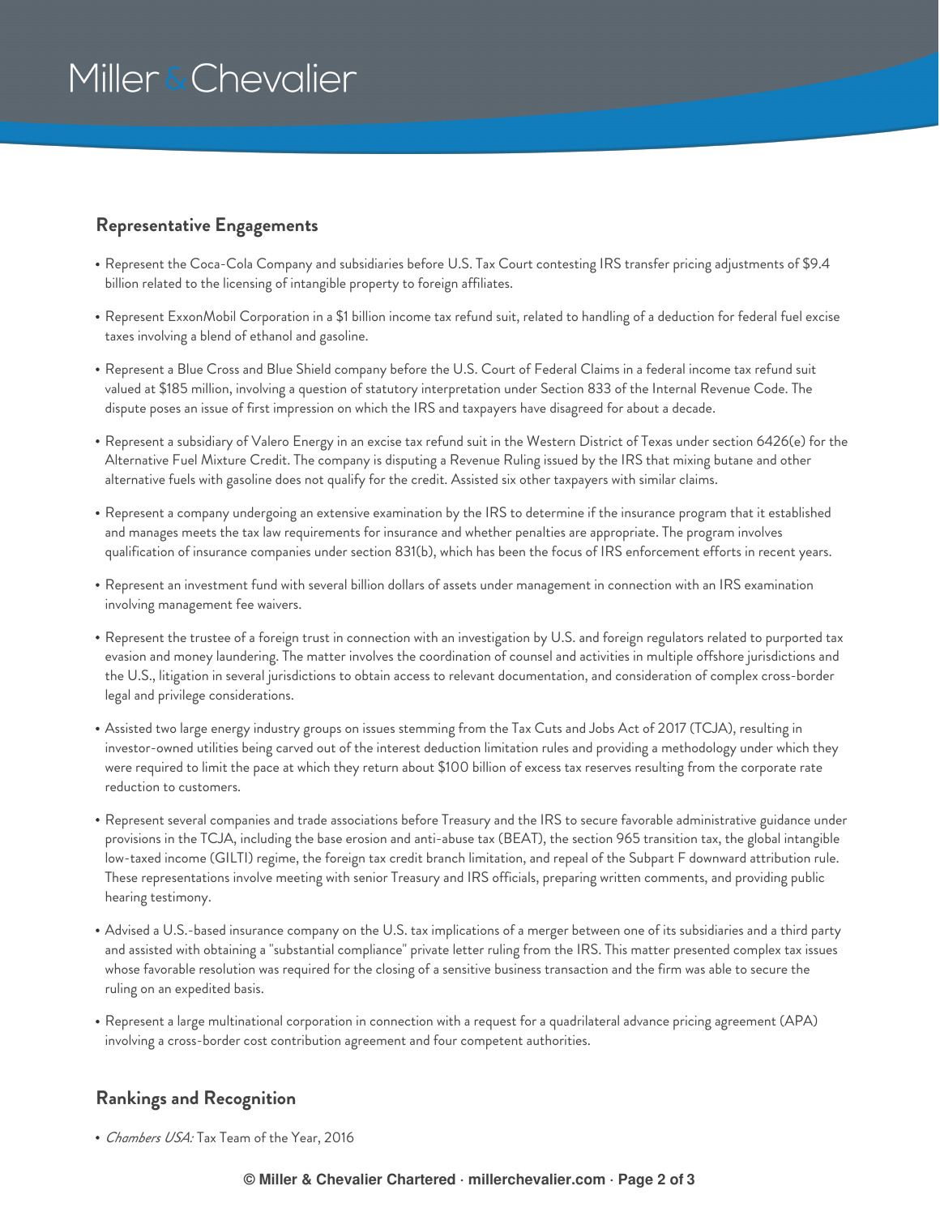## Representative Engagements

- Represent the Coca-Cola Company and subsidiaries before U.S. Tax Court contesting IRS transfer pricing adjustments of $9.4 billion related to the licensing of intangible property to foreign affiliates.
- Represent ExxonMobil Corporation in a $1 billion income tax refund suit, related to handling of a deduction for federal fuel excise taxes involving a blend of ethanol and gasoline.
- Represent a Blue Cross and Blue Shield company before the U.S. Court of Federal Claims in a federal income tax refund suit valued at $185 million, involving a question of statutory interpretation under Section 833 of the Internal Revenue Code. The dispute poses an issue of first impression on which the IRS and taxpayers have disagreed for about a decade.
- Represent a subsidiary of Valero Energy in an excise tax refund suit in the Western District of Texas under section 6426(e) for the Alternative Fuel Mixture Credit. The company is disputing a Revenue Ruling issued by the IRS that mixing butane and other alternative fuels with gasoline does not qualify for the credit. Assisted six other taxpayers with similar claims.
- Represent a company undergoing an extensive examination by the IRS to determine if the insurance program that it established and manages meets the tax law requirements for insurance and whether penalties are appropriate. The program involves qualification of insurance companies under section 831(b), which has been the focus of IRS enforcement efforts in recent years.
- Represent an investment fund with several billion dollars of assets under management in connection with an IRS examination involving management fee waivers.
- Represent the trustee of a foreign trust in connection with an investigation by U.S. and foreign regulators related to purported tax evasion and money laundering. The matter involves the coordination of counsel and activities in multiple offshore jurisdictions and the U.S., litigation in several jurisdictions to obtain access to relevant documentation, and consideration of complex cross-border legal and privilege considerations.
- Assisted two large energy industry groups on issues stemming from the Tax Cuts and Jobs Act of 2017 (TCJA), resulting in investor-owned utilities being carved out of the interest deduction limitation rules and providing a methodology under which they were required to limit the pace at which they return about $100 billion of excess tax reserves resulting from the corporate rate reduction to customers.
- Represent several companies and trade associations before Treasury and the IRS to secure favorable administrative guidance under provisions in the TCJA, including the base erosion and anti-abuse tax (BEAT), the section 965 transition tax, the global intangible low-taxed income (GILTI) regime, the foreign tax credit branch limitation, and repeal of the Subpart F downward attribution rule. These representations involve meeting with senior Treasury and IRS officials, preparing written comments, and providing public hearing testimony.
- Advised a U.S.-based insurance company on the U.S. tax implications of a merger between one of its subsidiaries and a third party and assisted with obtaining a "substantial compliance" private letter ruling from the IRS. This matter presented complex tax issues whose favorable resolution was required for the closing of a sensitive business transaction and the firm was able to secure the ruling on an expedited basis.
- Represent a large multinational corporation in connection with a request for a quadrilateral advance pricing agreement (APA) involving a cross-border cost contribution agreement and four competent authorities.

## Rankings and Recognition

- *Chambers USA:* Tax Team of the Year, 2016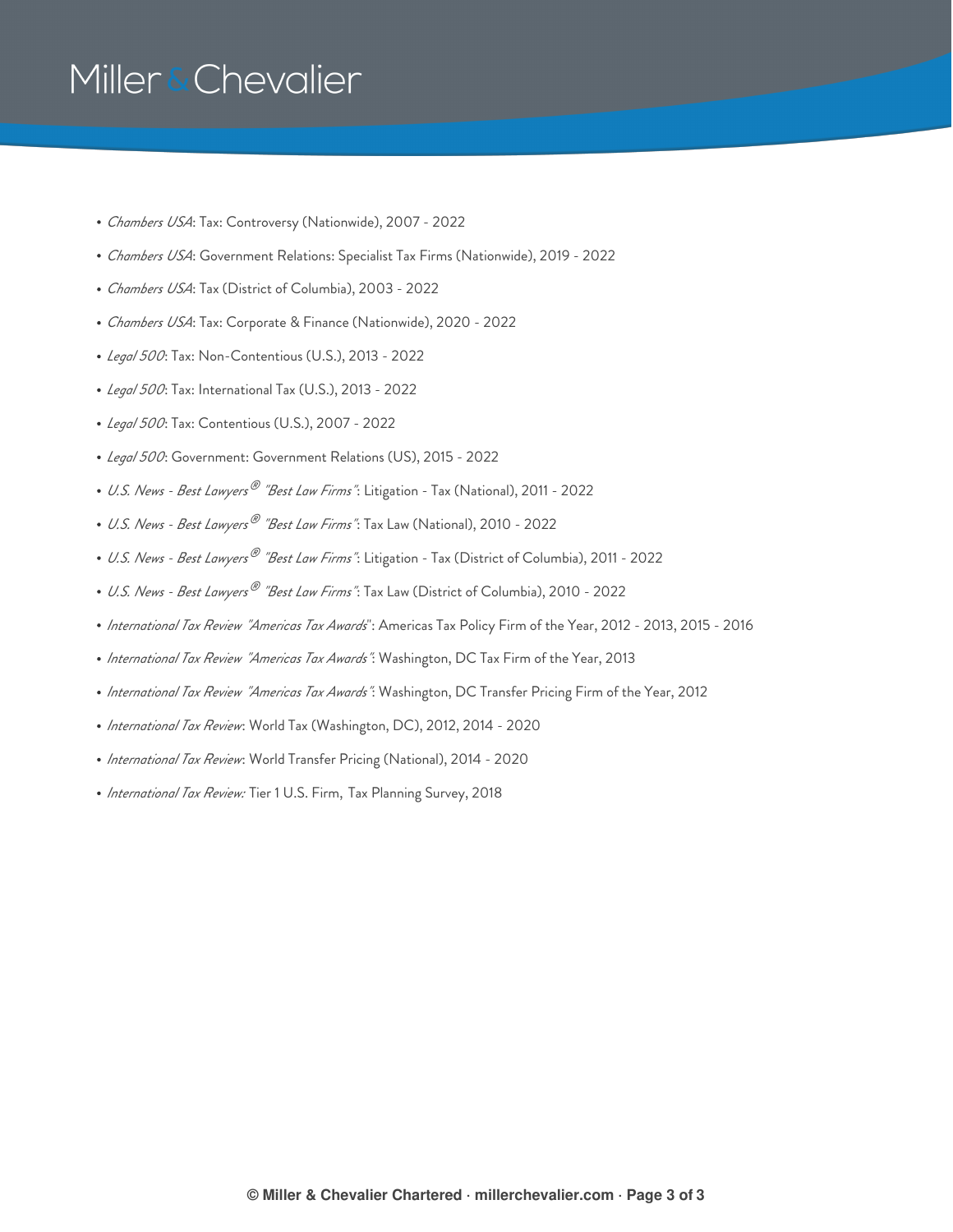- *Chambers USA*: Tax: Controversy (Nationwide), 2007 - 2022
- *Chambers USA*: Government Relations: Specialist Tax Firms (Nationwide), 2019 - 2022
- *Chambers USA*: Tax (District of Columbia), 2003 - 2022
- *Chambers USA*: Tax: Corporate & Finance (Nationwide), 2020 - 2022
- *Legal 500*: Tax: Non-Contentious (U.S.), 2013 - 2022
- *Legal 500*: Tax: International Tax (U.S.), 2013 - 2022
- *Legal 500*: Tax: Contentious (U.S.), 2007 - 2022
- *Legal 500*: Government: Government Relations (US), 2015 - 2022
- *U.S. News - Best Lawyers® "Best Law Firms"*: Litigation - Tax (National), 2011 - 2022
- *U.S. News - Best Lawyers® "Best Law Firms"*: Tax Law (National), 2010 - 2022
- *U.S. News - Best Lawyers® "Best Law Firms"*: Litigation - Tax (District of Columbia), 2011 - 2022
- *U.S. News - Best Lawyers® "Best Law Firms"*: Tax Law (District of Columbia), 2010 - 2022
- *International Tax Review "Americas Tax Awards"*: Americas Tax Policy Firm of the Year, 2012 - 2013, 2015 - 2016
- *International Tax Review "Americas Tax Awards"*: Washington, DC Tax Firm of the Year, 2013
- *International Tax Review "Americas Tax Awards"*: Washington, DC Transfer Pricing Firm of the Year, 2012
- *International Tax Review*: World Tax (Washington, DC), 2012, 2014 - 2020
- *International Tax Review*: World Transfer Pricing (National), 2014 - 2020
- *International Tax Review:* Tier 1 U.S. Firm, Tax Planning Survey, 2018